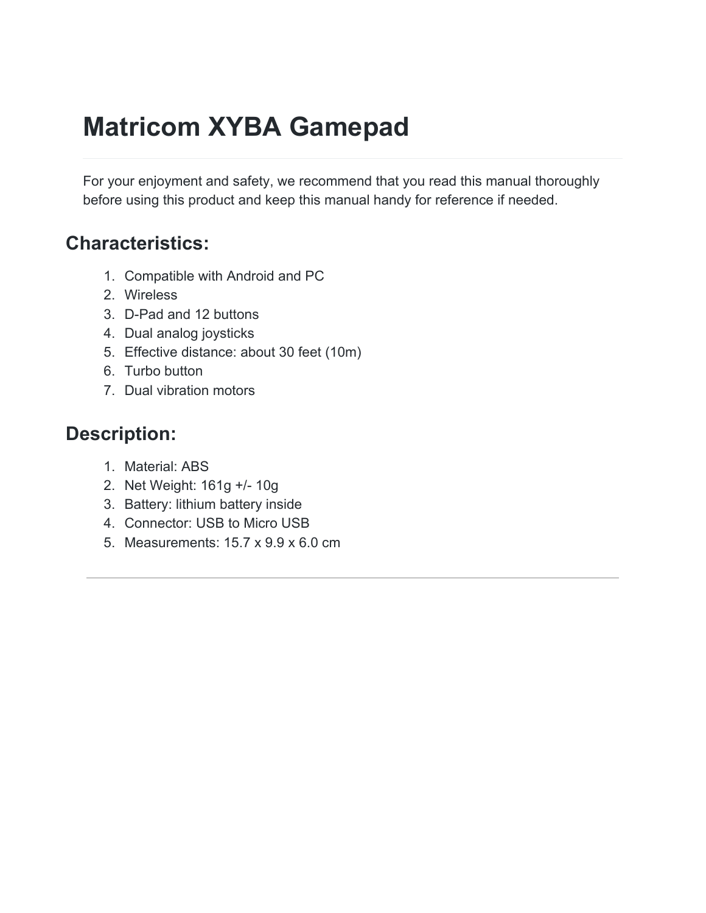# Matricom XYBA Gamepad

For your enjoyment and safety, we recommend that you read this manual thoroughly before using this product and keep this manual handy for reference if needed.

## Characteristics:

1. Compatible with Android and PC
2. Wireless
3. D-Pad and 12 buttons
4. Dual analog joysticks
5. Effective distance: about 30 feet (10m)
6. Turbo button
7. Dual vibration motors

## Description:

1. Material: ABS
2. Net Weight: 161g +/- 10g
3. Battery: lithium battery inside
4. Connector: USB to Micro USB
5. Measurements: 15.7 x 9.9 x 6.0 cm

---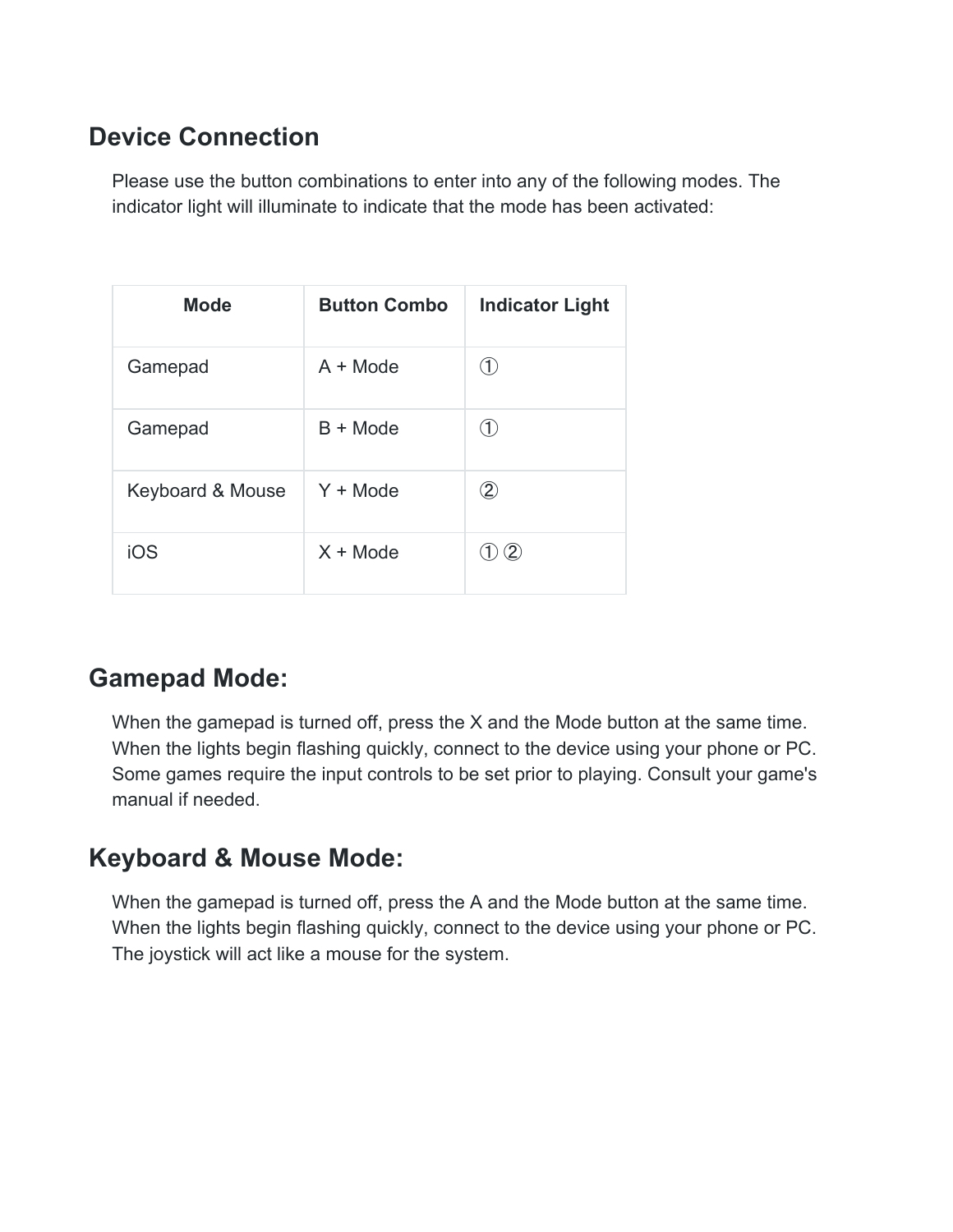## Device Connection

Please use the button combinations to enter into any of the following modes. The indicator light will illuminate to indicate that the mode has been activated:

| Mode | Button Combo | Indicator Light |
| --- | --- | --- |
| Gamepad | A + Mode | ① |
| Gamepad | B + Mode | ① |
| Keyboard & Mouse | Y + Mode | ② |
| iOS | X + Mode | ① ② |

## Gamepad Mode:

When the gamepad is turned off, press the X and the Mode button at the same time. When the lights begin flashing quickly, connect to the device using your phone or PC. Some games require the input controls to be set prior to playing. Consult your game's manual if needed.

## Keyboard & Mouse Mode:

When the gamepad is turned off, press the A and the Mode button at the same time. When the lights begin flashing quickly, connect to the device using your phone or PC. The joystick will act like a mouse for the system.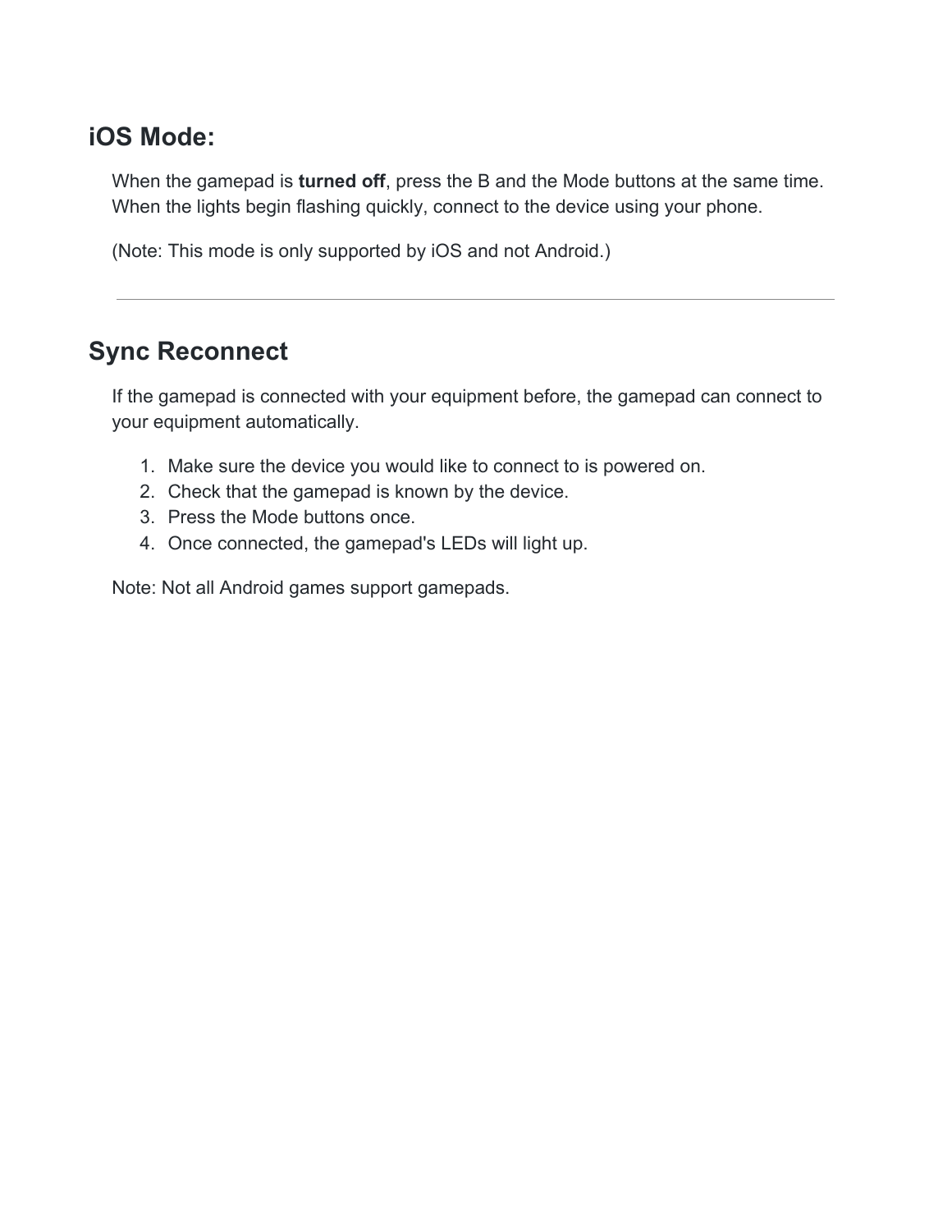## iOS Mode:

When the gamepad is **turned off**, press the B and the Mode buttons at the same time. When the lights begin flashing quickly, connect to the device using your phone.

(Note: This mode is only supported by iOS and not Android.)

---

## Sync Reconnect

If the gamepad is connected with your equipment before, the gamepad can connect to your equipment automatically.

1. Make sure the device you would like to connect to is powered on.
2. Check that the gamepad is known by the device.
3. Press the Mode buttons once.
4. Once connected, the gamepad's LEDs will light up.

Note: Not all Android games support gamepads.